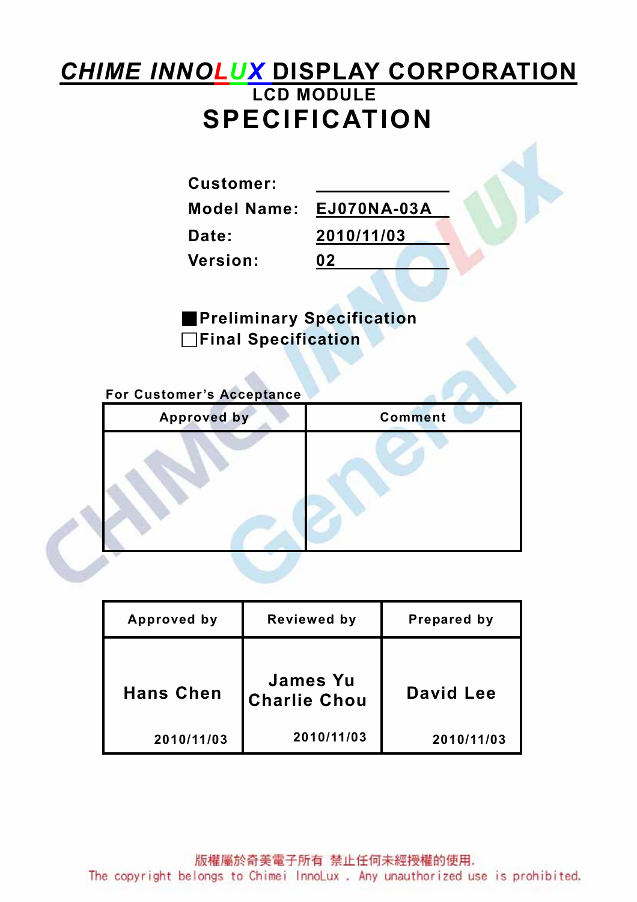# *CHIME INNOLUX* DISPLAY CORPORATION

## LCD MODULE

# SPECIFICATION

**Customer:** ____________

**Model Name:** EJ070NA-03A

**Date:** 2010/11/03

**Version:** 02

■ Preliminary Specification

□ Final Specification

**For Customer's Acceptance**

| Approved by | Comment |
|---|---|
| | |

| Approved by | Reviewed by | Prepared by |
|---|---|---|
| Hans Chen<br>2010/11/03 | James Yu<br>Charlie Chou<br>2010/11/03 | David Lee<br>2010/11/03 |

版權屬於奇美電子所有 禁止任何未經授權的使用.
The copyright belongs to Chimei InnoLux . Any unauthorized use is prohibited.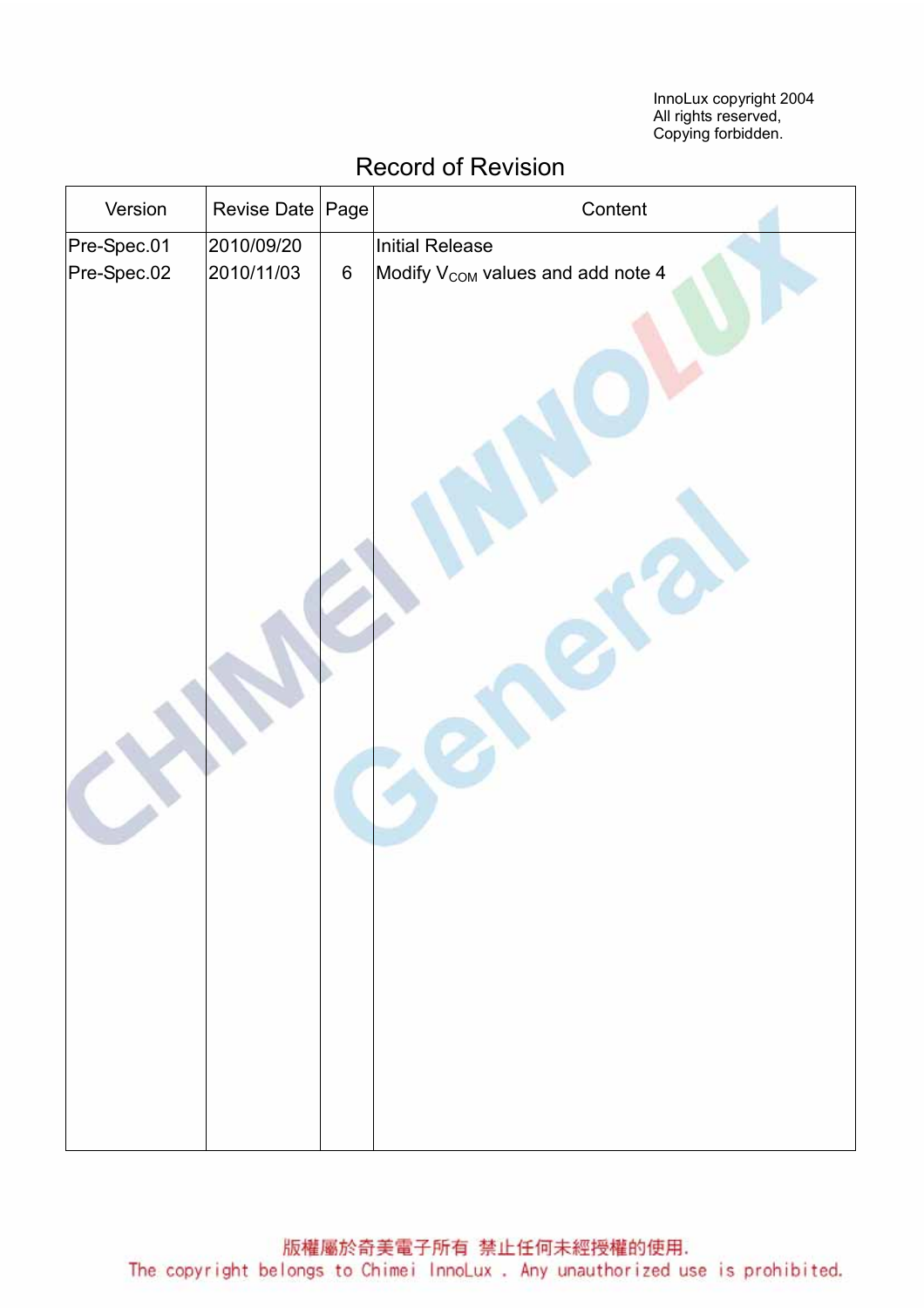InnoLux copyright 2004
All rights reserved,
Copying forbidden.

# Record of Revision

| Version | Revise Date | Page | Content |
|---|---|---|---|
| Pre-Spec.01 | 2010/09/20 | | Initial Release |
| Pre-Spec.02 | 2010/11/03 | 6 | Modify $V_{COM}$ values and add note 4 |

版權屬於奇美電子所有 禁止任何未經授權的使用.
The copyright belongs to Chimei InnoLux . Any unauthorized use is prohibited.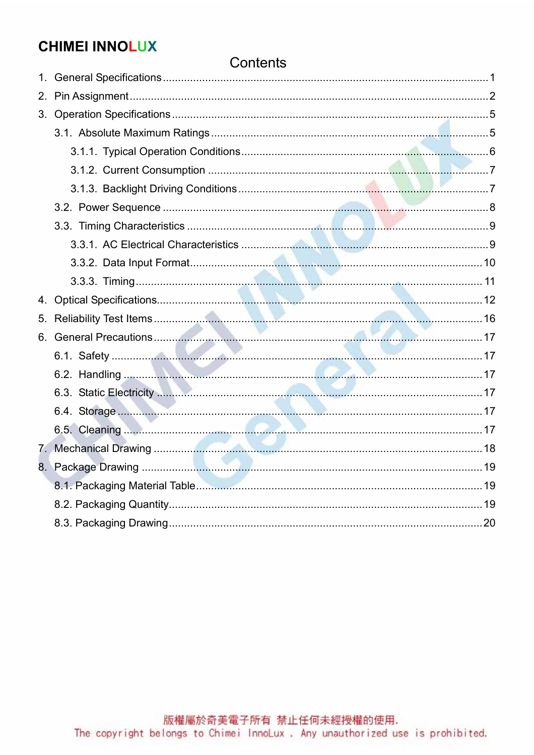# Contents

1. General Specifications ........................................................................................ 1
2. Pin Assignment ................................................................................................... 2
3. Operation Specifications ...................................................................................... 5
   - 3.1. Absolute Maximum Ratings .......................................................................... 5
     - 3.1.1. Typical Operation Conditions ................................................................ 6
     - 3.1.2. Current Consumption ........................................................................... 7
     - 3.1.3. Backlight Driving Conditions ................................................................ 7
   - 3.2. Power Sequence .......................................................................................... 8
   - 3.3. Timing Characteristics .................................................................................. 9
     - 3.3.1. AC Electrical Characteristics ................................................................ 9
     - 3.3.2. Data Input Format ................................................................................ 10
     - 3.3.3. Timing .................................................................................................. 11
4. Optical Specifications .......................................................................................... 12
5. Reliability Test Items ........................................................................................... 16
6. General Precautions ............................................................................................ 17
   - 6.1. Safety .......................................................................................................... 17
   - 6.2. Handling ...................................................................................................... 17
   - 6.3. Static Electricity ........................................................................................... 17
   - 6.4. Storage ........................................................................................................ 17
   - 6.5. Cleaning ...................................................................................................... 17
7. Mechanical Drawing ............................................................................................ 18
8. Package Drawing ................................................................................................. 19
   - 8.1. Packaging Material Table ............................................................................ 19
   - 8.2. Packaging Quantity ..................................................................................... 19
   - 8.3. Packaging Drawing ..................................................................................... 20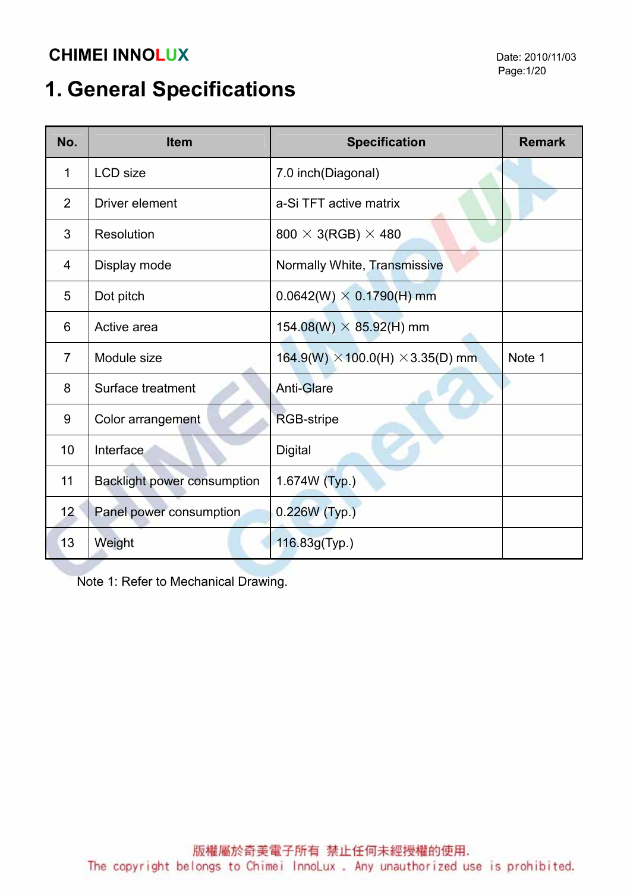# 1. General Specifications

| No. | Item | Specification | Remark |
|---|---|---|---|
| 1 | LCD size | 7.0 inch(Diagonal) | |
| 2 | Driver element | a-Si TFT active matrix | |
| 3 | Resolution | 800 × 3(RGB) × 480 | |
| 4 | Display mode | Normally White, Transmissive | |
| 5 | Dot pitch | 0.0642(W) × 0.1790(H) mm | |
| 6 | Active area | 154.08(W) × 85.92(H) mm | |
| 7 | Module size | 164.9(W) ×100.0(H) ×3.35(D) mm | Note 1 |
| 8 | Surface treatment | Anti-Glare | |
| 9 | Color arrangement | RGB-stripe | |
| 10 | Interface | Digital | |
| 11 | Backlight power consumption | 1.674W (Typ.) | |
| 12 | Panel power consumption | 0.226W (Typ.) | |
| 13 | Weight | 116.83g(Typ.) | |

Note 1: Refer to Mechanical Drawing.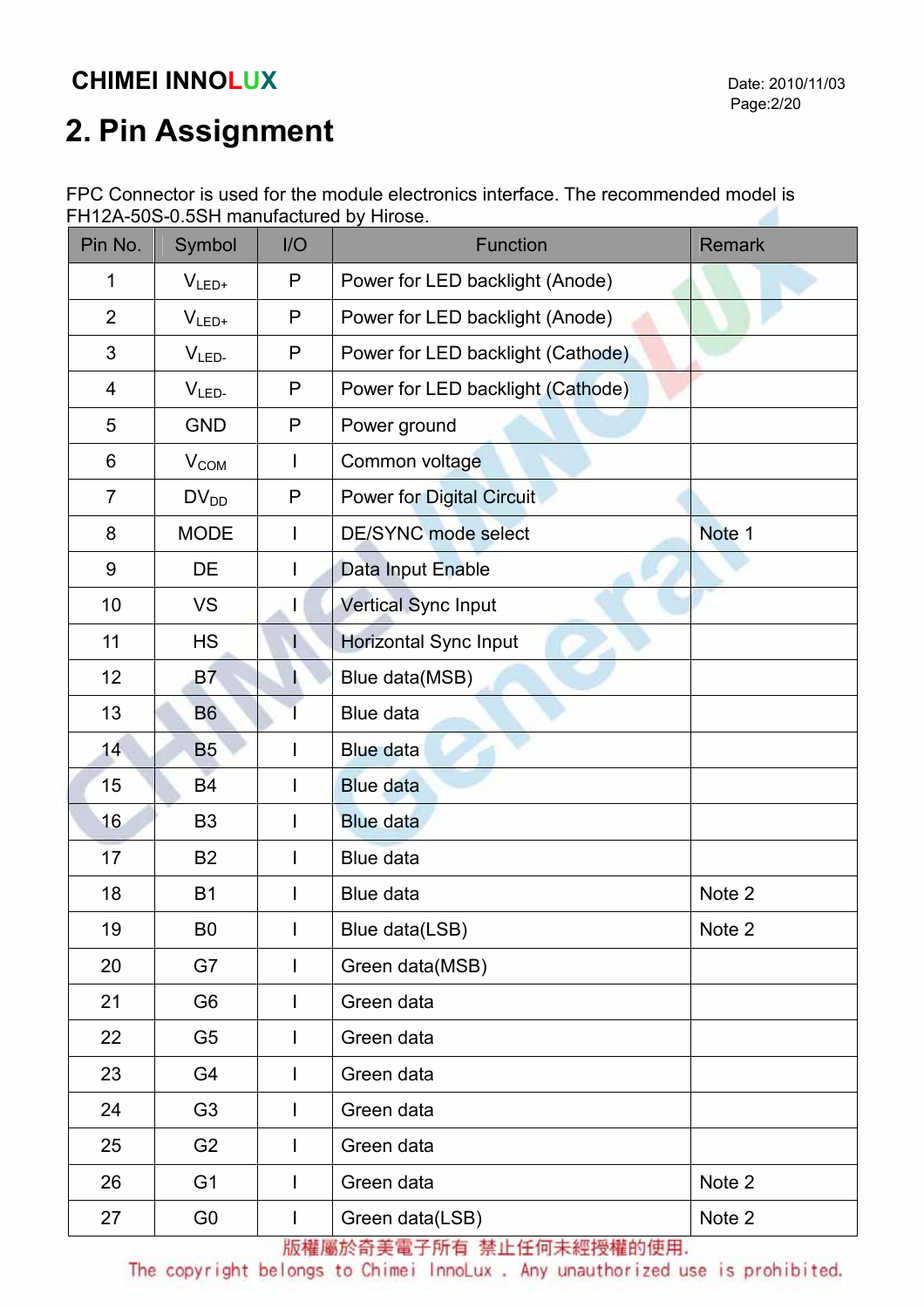# 2. Pin Assignment

FPC Connector is used for the module electronics interface. The recommended model is FH12A-50S-0.5SH manufactured by Hirose.

| Pin No. | Symbol | I/O | Function | Remark |
|---|---|---|---|---|
| 1 | $V_{LED+}$ | P | Power for LED backlight (Anode) | |
| 2 | $V_{LED+}$ | P | Power for LED backlight (Anode) | |
| 3 | $V_{LED-}$ | P | Power for LED backlight (Cathode) | |
| 4 | $V_{LED-}$ | P | Power for LED backlight (Cathode) | |
| 5 | GND | P | Power ground | |
| 6 | $V_{COM}$ | I | Common voltage | |
| 7 | $DV_{DD}$ | P | Power for Digital Circuit | |
| 8 | MODE | I | DE/SYNC mode select | Note 1 |
| 9 | DE | I | Data Input Enable | |
| 10 | VS | I | Vertical Sync Input | |
| 11 | HS | I | Horizontal Sync Input | |
| 12 | B7 | I | Blue data(MSB) | |
| 13 | B6 | I | Blue data | |
| 14 | B5 | I | Blue data | |
| 15 | B4 | I | Blue data | |
| 16 | B3 | I | Blue data | |
| 17 | B2 | I | Blue data | |
| 18 | B1 | I | Blue data | Note 2 |
| 19 | B0 | I | Blue data(LSB) | Note 2 |
| 20 | G7 | I | Green data(MSB) | |
| 21 | G6 | I | Green data | |
| 22 | G5 | I | Green data | |
| 23 | G4 | I | Green data | |
| 24 | G3 | I | Green data | |
| 25 | G2 | I | Green data | |
| 26 | G1 | I | Green data | Note 2 |
| 27 | G0 | I | Green data(LSB) | Note 2 |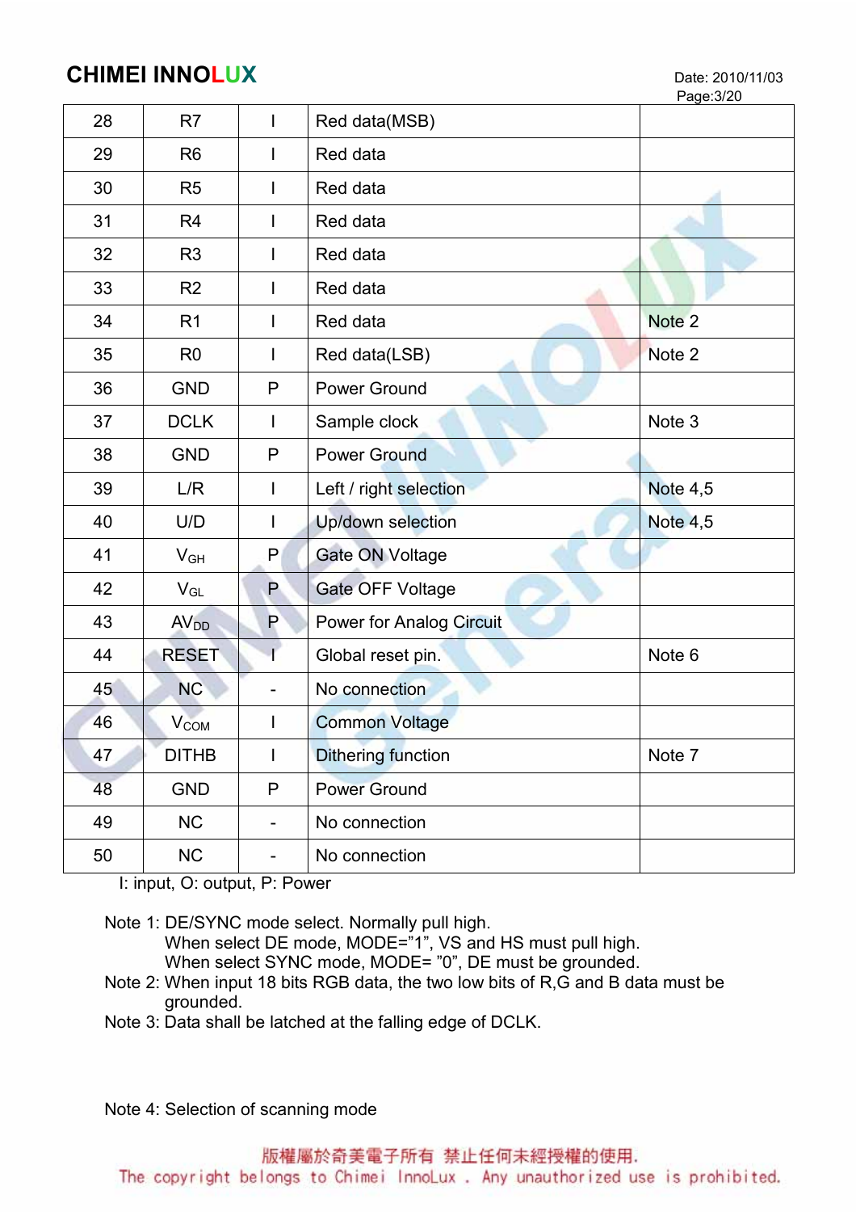| 28 | R7 | I | Red data(MSB) | |
|---|---|---|---|---|
| 29 | R6 | I | Red data | |
| 30 | R5 | I | Red data | |
| 31 | R4 | I | Red data | |
| 32 | R3 | I | Red data | |
| 33 | R2 | I | Red data | |
| 34 | R1 | I | Red data | Note 2 |
| 35 | R0 | I | Red data(LSB) | Note 2 |
| 36 | GND | P | Power Ground | |
| 37 | DCLK | I | Sample clock | Note 3 |
| 38 | GND | P | Power Ground | |
| 39 | L/R | I | Left / right selection | Note 4,5 |
| 40 | U/D | I | Up/down selection | Note 4,5 |
| 41 | $V_{GH}$ | P | Gate ON Voltage | |
| 42 | $V_{GL}$ | P | Gate OFF Voltage | |
| 43 | $AV_{DD}$ | P | Power for Analog Circuit | |
| 44 | RESET | I | Global reset pin. | Note 6 |
| 45 | NC | - | No connection | |
| 46 | $V_{COM}$ | I | Common Voltage | |
| 47 | DITHB | I | Dithering function | Note 7 |
| 48 | GND | P | Power Ground | |
| 49 | NC | - | No connection | |
| 50 | NC | - | No connection | |

I: input, O: output, P: Power

Note 1: DE/SYNC mode select. Normally pull high.
When select DE mode, MODE="1", VS and HS must pull high.
When select SYNC mode, MODE= "0", DE must be grounded.

Note 2: When input 18 bits RGB data, the two low bits of R,G and B data must be grounded.

Note 3: Data shall be latched at the falling edge of DCLK.

Note 4: Selection of scanning mode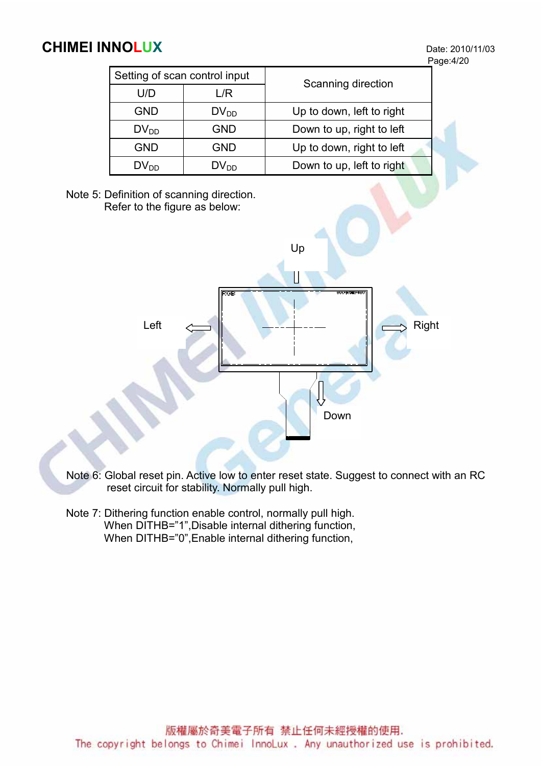| Setting of scan control input | | Scanning direction |
|---|---|---|
| U/D | L/R | |
| GND | $DV_{DD}$ | Up to down, left to right |
| $DV_{DD}$ | GND | Down to up, right to left |
| GND | GND | Up to down, right to left |
| $DV_{DD}$ | $DV_{DD}$ | Down to up, left to right |

Note 5: Definition of scanning direction.
Refer to the figure as below:

Note 6: Global reset pin. Active low to enter reset state. Suggest to connect with an RC reset circuit for stability. Normally pull high.

Note 7: Dithering function enable control, normally pull high.
When DITHB="1",Disable internal dithering function,
When DITHB="0",Enable internal dithering function,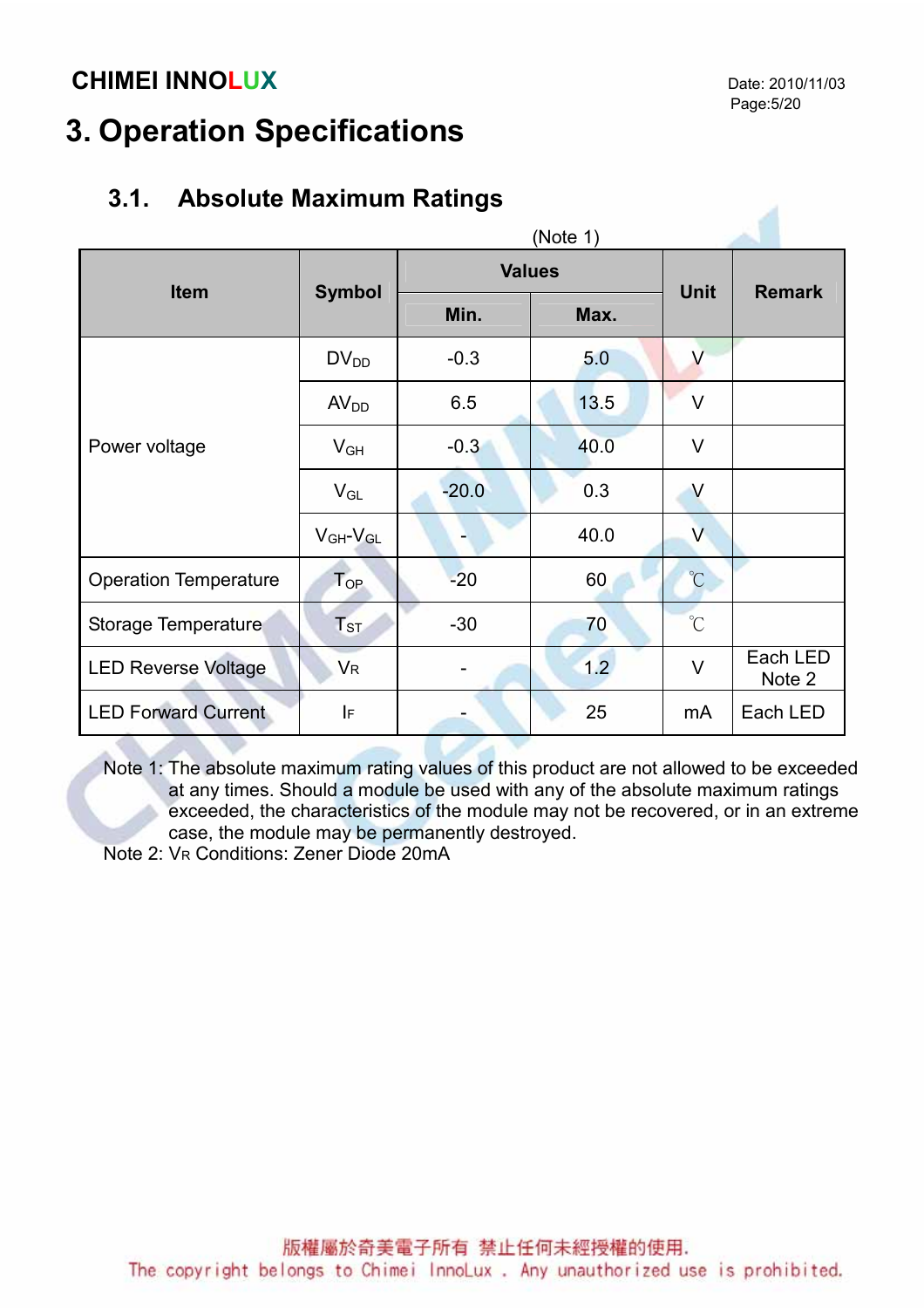# 3. Operation Specifications

## 3.1. Absolute Maximum Ratings

(Note 1)

| Item | Symbol | Values | | Unit | Remark |
|---|---|---|---|---|---|
| | | Min. | Max. | | |
| Power voltage | $DV_{DD}$ | -0.3 | 5.0 | V | |
| | $AV_{DD}$ | 6.5 | 13.5 | V | |
| | $V_{GH}$ | -0.3 | 40.0 | V | |
| | $V_{GL}$ | -20.0 | 0.3 | V | |
| | $V_{GH}$-$V_{GL}$ | - | 40.0 | V | |
| Operation Temperature | $T_{OP}$ | -20 | 60 | ℃ | |
| Storage Temperature | $T_{ST}$ | -30 | 70 | ℃ | |
| LED Reverse Voltage | $V_R$ | - | 1.2 | V | Each LED Note 2 |
| LED Forward Current | $I_F$ | - | 25 | mA | Each LED |

Note 1: The absolute maximum rating values of this product are not allowed to be exceeded at any times. Should a module be used with any of the absolute maximum ratings exceeded, the characteristics of the module may not be recovered, or in an extreme case, the module may be permanently destroyed.

Note 2: $V_R$ Conditions: Zener Diode 20mA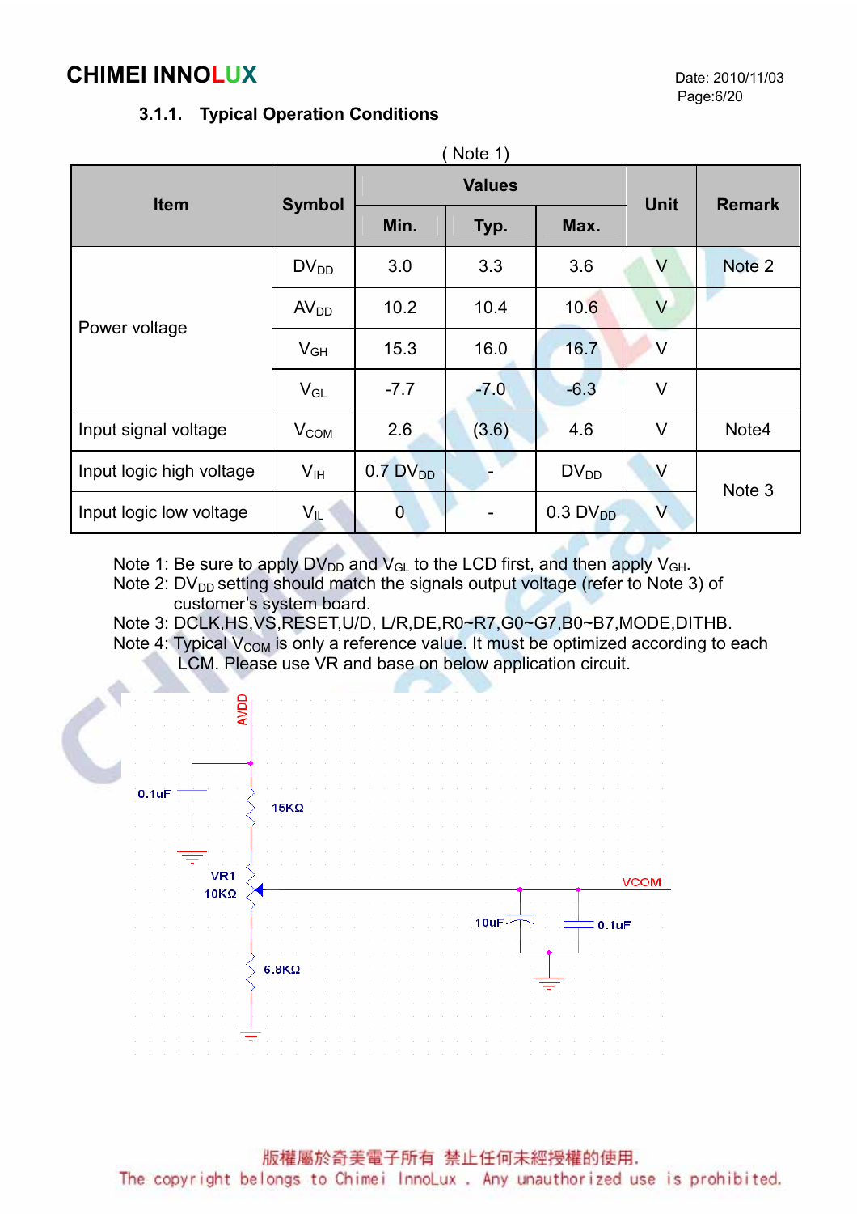### 3.1.1. Typical Operation Conditions

( Note 1)

| Item | Symbol | Values | | | Unit | Remark |
|---|---|---|---|---|---|---|
| | | Min. | Typ. | Max. | | |
| Power voltage | $DV_{DD}$ | 3.0 | 3.3 | 3.6 | V | Note 2 |
| | $AV_{DD}$ | 10.2 | 10.4 | 10.6 | V | |
| | $V_{GH}$ | 15.3 | 16.0 | 16.7 | V | |
| | $V_{GL}$ | -7.7 | -7.0 | -6.3 | V | |
| Input signal voltage | $V_{COM}$ | 2.6 | (3.6) | 4.6 | V | Note4 |
| Input logic high voltage | $V_{IH}$ | 0.7 $DV_{DD}$ | - | $DV_{DD}$ | V | Note 3 |
| Input logic low voltage | $V_{IL}$ | 0 | - | 0.3 $DV_{DD}$ | V | |

Note 1: Be sure to apply $DV_{DD}$ and $V_{GL}$ to the LCD first, and then apply $V_{GH}$.
Note 2: $DV_{DD}$ setting should match the signals output voltage (refer to Note 3) of customer's system board.
Note 3: DCLK,HS,VS,RESET,U/D, L/R,DE,R0~R7,G0~G7,B0~B7,MODE,DITHB.
Note 4: Typical $V_{COM}$ is only a reference value. It must be optimized according to each LCM. Please use VR and base on below application circuit.

AVDD
0.1uF
15KΩ
VR1
10KΩ
VCOM
10uF
0.1uF
6.8KΩ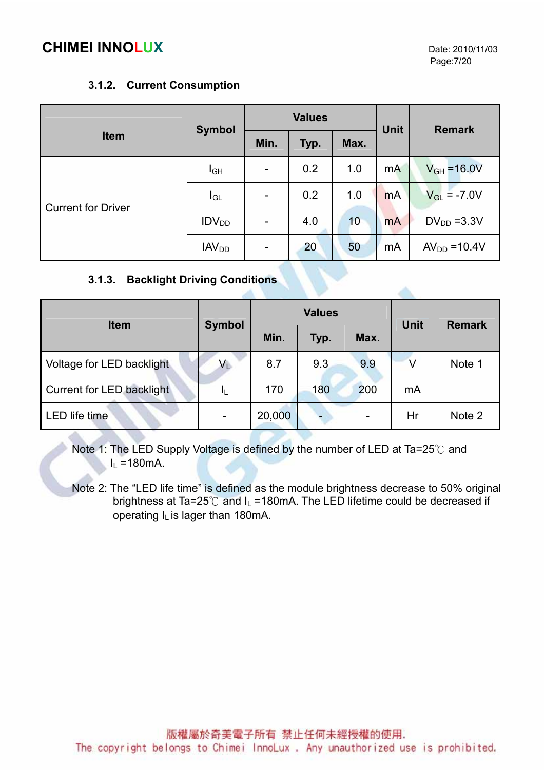### 3.1.2. Current Consumption

| Item | Symbol | Values | | | Unit | Remark |
|---|---|---|---|---|---|---|
| | | Min. | Typ. | Max. | | |
| Current for Driver | $I_{GH}$ | - | 0.2 | 1.0 | mA | $V_{GH}$ =16.0V |
| | $I_{GL}$ | - | 0.2 | 1.0 | mA | $V_{GL}$ = -7.0V |
| | $IDV_{DD}$ | - | 4.0 | 10 | mA | $DV_{DD}$ =3.3V |
| | $IAV_{DD}$ | - | 20 | 50 | mA | $AV_{DD}$ =10.4V |

### 3.1.3. Backlight Driving Conditions

| Item | Symbol | Values | | | Unit | Remark |
|---|---|---|---|---|---|---|
| | | Min. | Typ. | Max. | | |
| Voltage for LED backlight | $V_L$ | 8.7 | 9.3 | 9.9 | V | Note 1 |
| Current for LED backlight | $I_L$ | 170 | 180 | 200 | mA | |
| LED life time | - | 20,000 | - | - | Hr | Note 2 |

Note 1: The LED Supply Voltage is defined by the number of LED at Ta=25℃ and $I_L$ =180mA.

Note 2: The "LED life time" is defined as the module brightness decrease to 50% original brightness at Ta=25℃ and $I_L$ =180mA. The LED lifetime could be decreased if operating $I_L$ is lager than 180mA.

版權屬於奇美電子所有 禁止任何未經授權的使用.
The copyright belongs to Chimei InnoLux . Any unauthorized use is prohibited.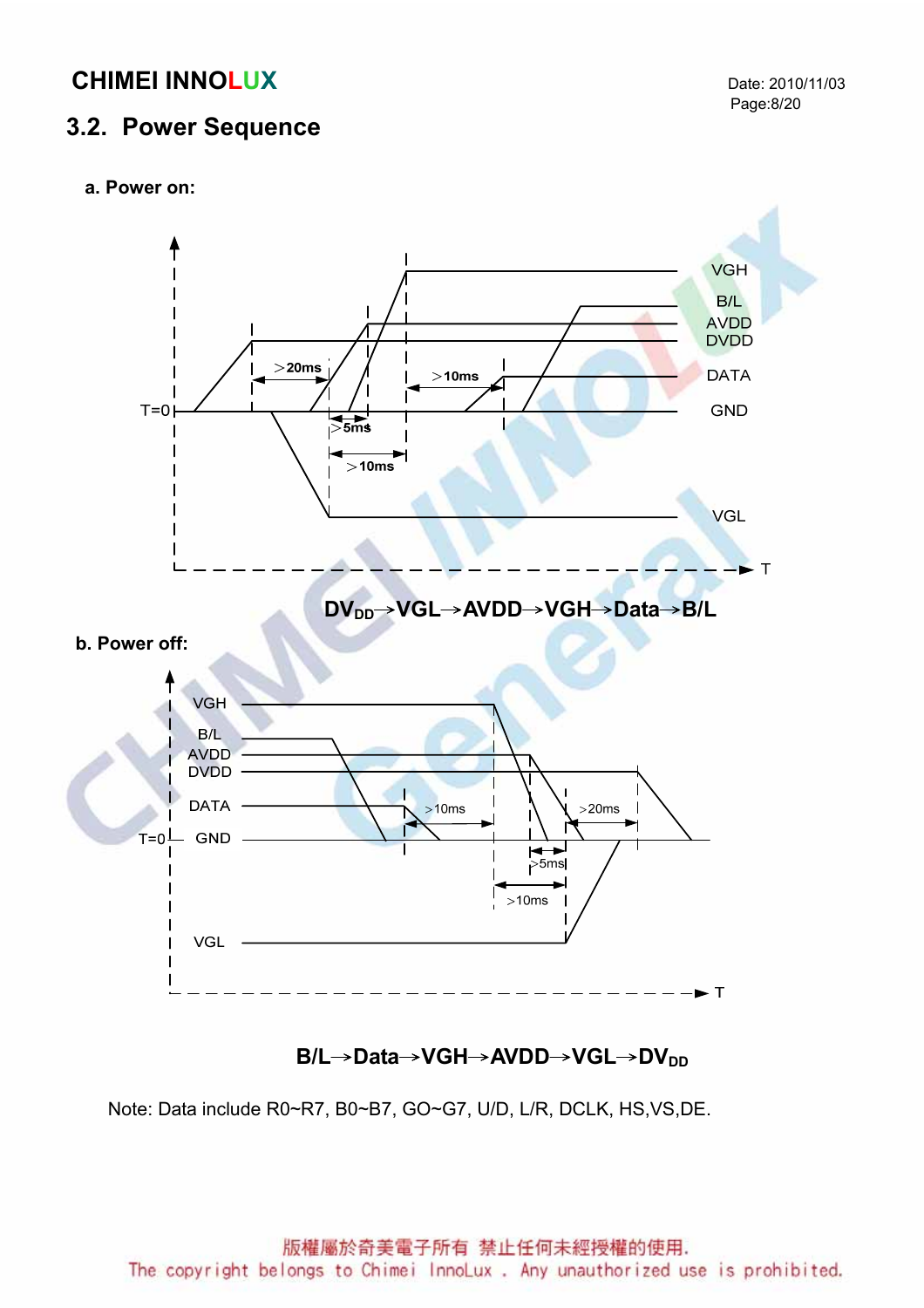## 3.2. Power Sequence

**a. Power on:**

**$DV_{DD}$→VGL→AVDD→VGH→Data→B/L**

**b. Power off:**

**B/L→Data→VGH→AVDD→VGL→$DV_{DD}$**

Note: Data include R0~R7, B0~B7, GO~G7, U/D, L/R, DCLK, HS,VS,DE.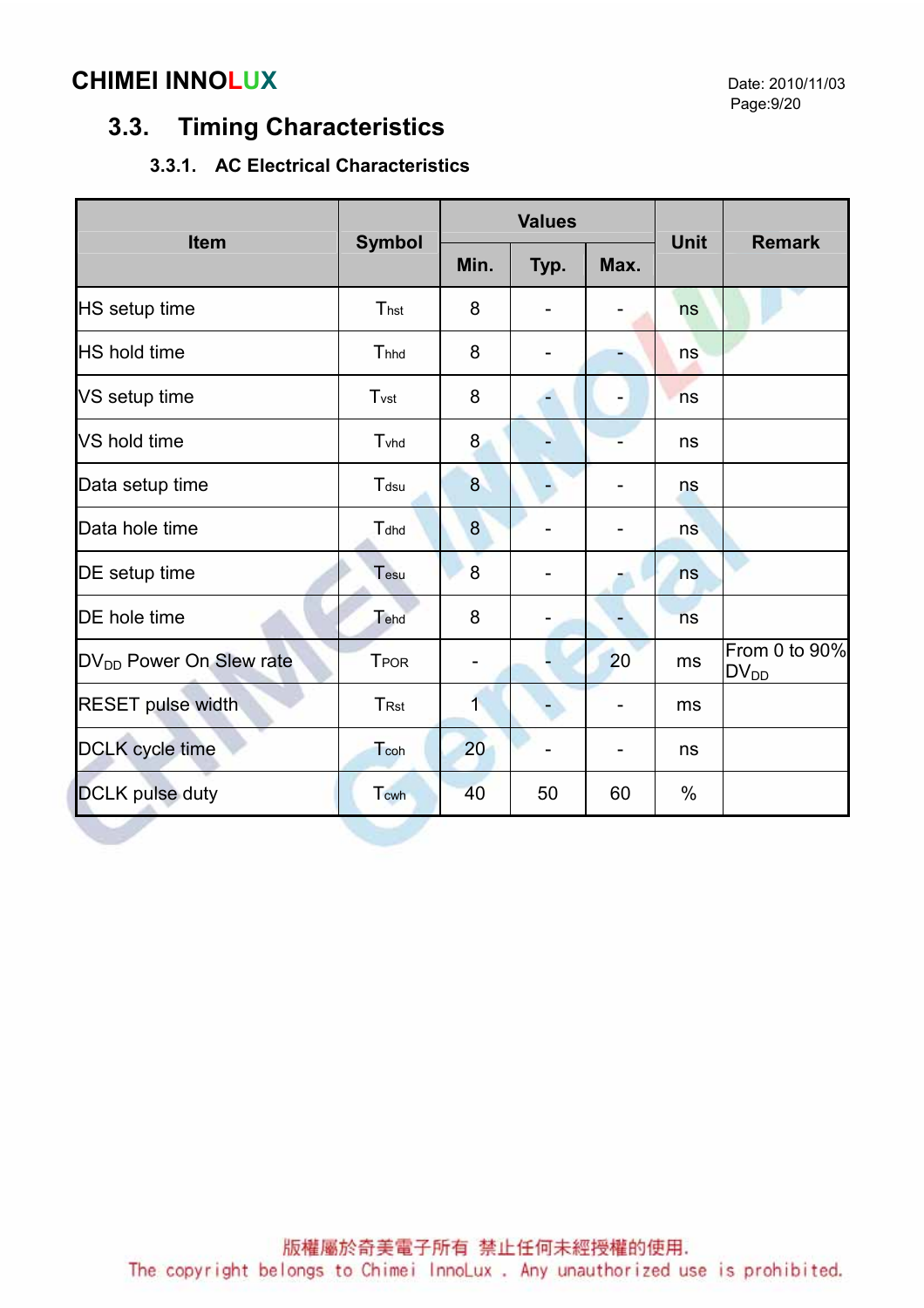## 3.3. Timing Characteristics

### 3.3.1. AC Electrical Characteristics

| Item | Symbol | Values | | | Unit | Remark |
|---|---|---|---|---|---|---|
| | | Min. | Typ. | Max. | | |
| HS setup time | $T_{hst}$ | 8 | - | - | ns | |
| HS hold time | $T_{hhd}$ | 8 | - | - | ns | |
| VS setup time | $T_{vst}$ | 8 | - | - | ns | |
| VS hold time | $T_{vhd}$ | 8 | - | - | ns | |
| Data setup time | $T_{dsu}$ | 8 | - | - | ns | |
| Data hole time | $T_{dhd}$ | 8 | - | - | ns | |
| DE setup time | $T_{esu}$ | 8 | - | - | ns | |
| DE hole time | $T_{ehd}$ | 8 | - | - | ns | |
| $DV_{DD}$ Power On Slew rate | $T_{POR}$ | - | - | 20 | ms | From 0 to 90% $DV_{DD}$ |
| RESET pulse width | $T_{Rst}$ | 1 | - | - | ms | |
| DCLK cycle time | $T_{coh}$ | 20 | - | - | ns | |
| DCLK pulse duty | $T_{cwh}$ | 40 | 50 | 60 | % | |

版權屬於奇美電子所有 禁止任何未經授權的使用.
The copyright belongs to Chimei InnoLux . Any unauthorized use is prohibited.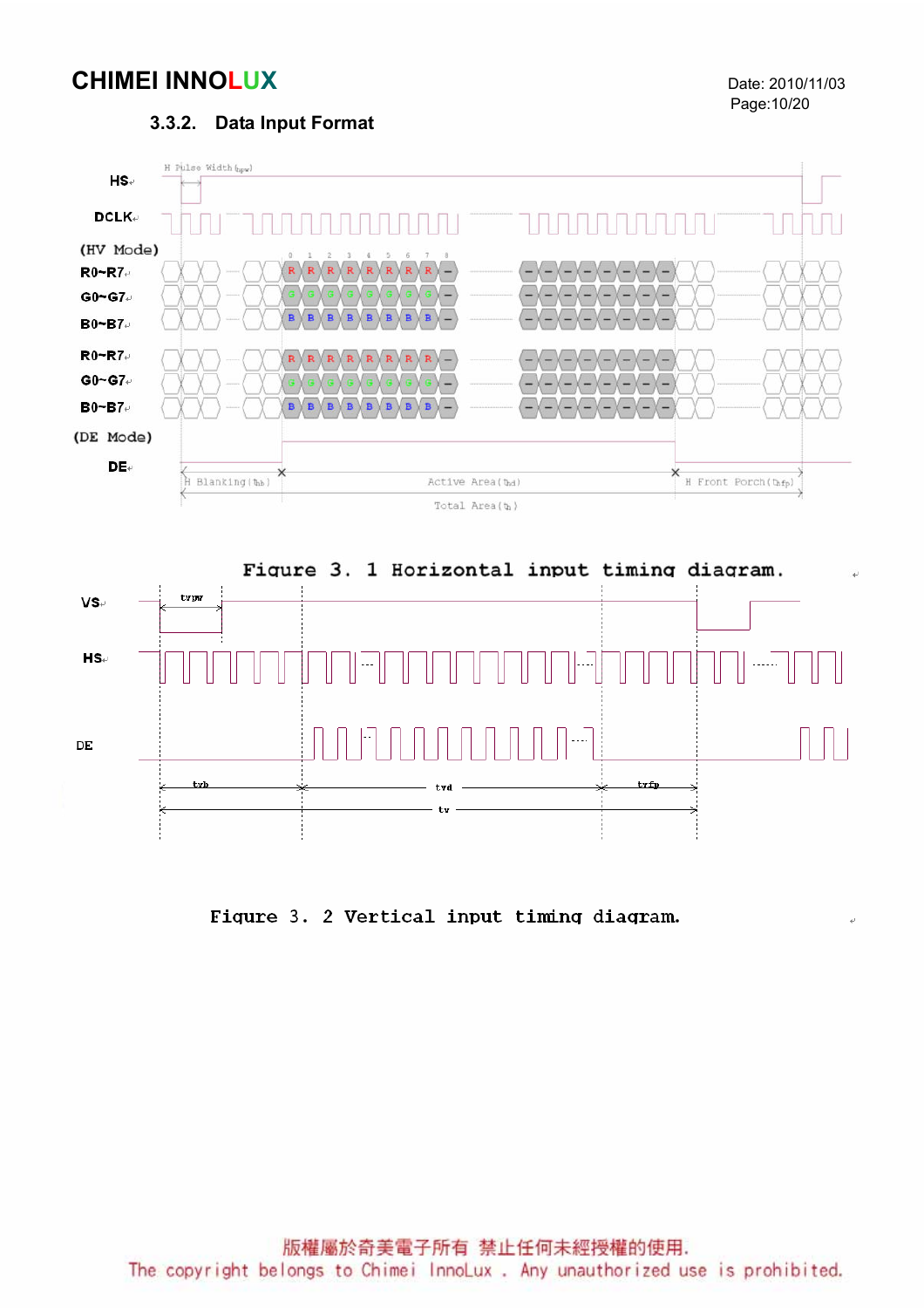### 3.3.2. Data Input Format

Figure 3. 1 Horizontal input timing diagram.

Figure 3. 2 Vertical input timing diagram.

版權屬於奇美電子所有 禁止任何未經授權的使用.

The copyright belongs to Chimei InnoLux . Any unauthorized use is prohibited.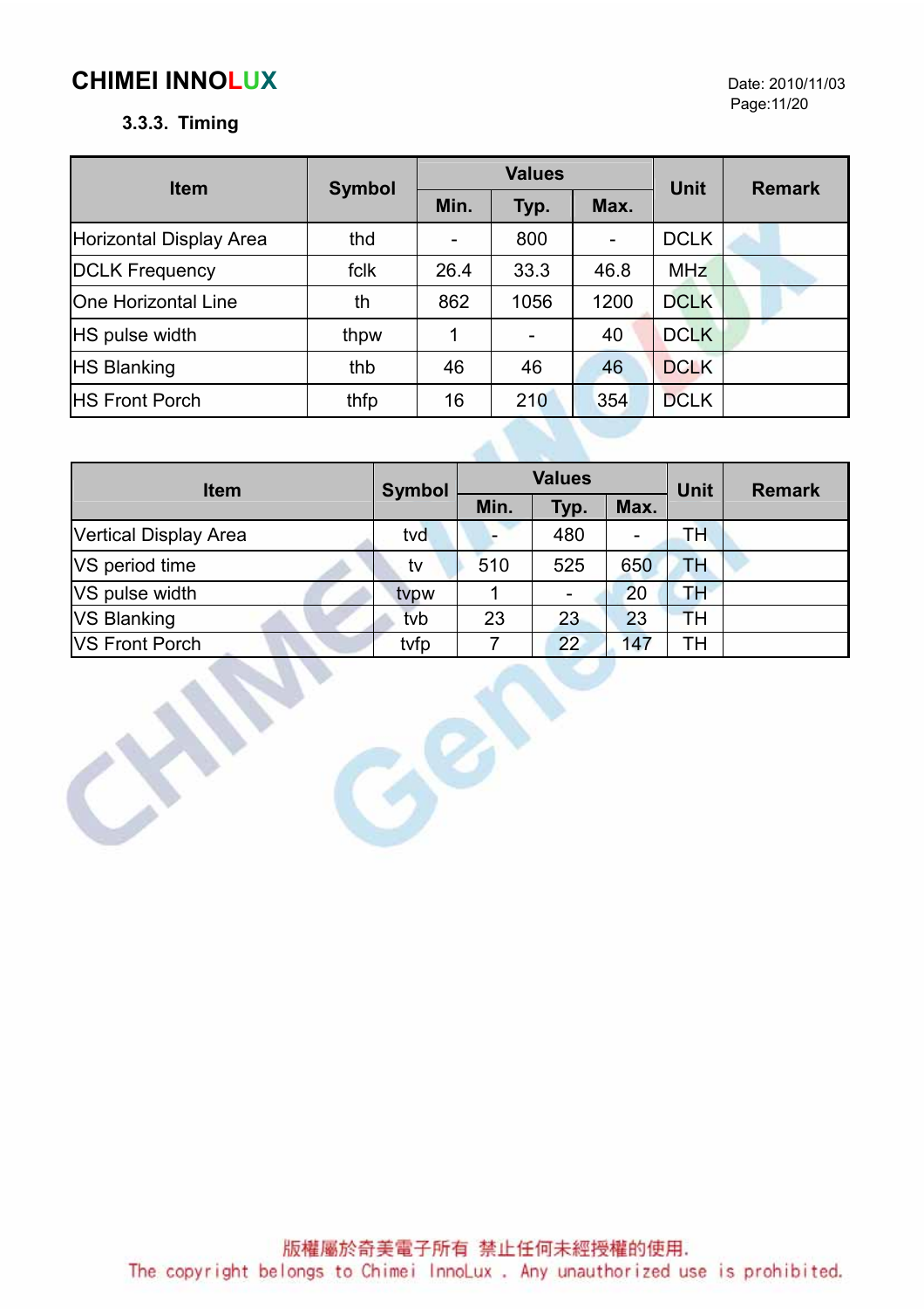### 3.3.3. Timing

| Item | Symbol | Values | | | Unit | Remark |
|---|---|---|---|---|---|---|
| | | Min. | Typ. | Max. | | |
| Horizontal Display Area | thd | - | 800 | - | DCLK | |
| DCLK Frequency | fclk | 26.4 | 33.3 | 46.8 | MHz | |
| One Horizontal Line | th | 862 | 1056 | 1200 | DCLK | |
| HS pulse width | thpw | 1 | - | 40 | DCLK | |
| HS Blanking | thb | 46 | 46 | 46 | DCLK | |
| HS Front Porch | thfp | 16 | 210 | 354 | DCLK | |

| Item | Symbol | Values | | | Unit | Remark |
|---|---|---|---|---|---|---|
| | | Min. | Typ. | Max. | | |
| Vertical Display Area | tvd | - | 480 | - | TH | |
| VS period time | tv | 510 | 525 | 650 | TH | |
| VS pulse width | tvpw | 1 | - | 20 | TH | |
| VS Blanking | tvb | 23 | 23 | 23 | TH | |
| VS Front Porch | tvfp | 7 | 22 | 147 | TH | |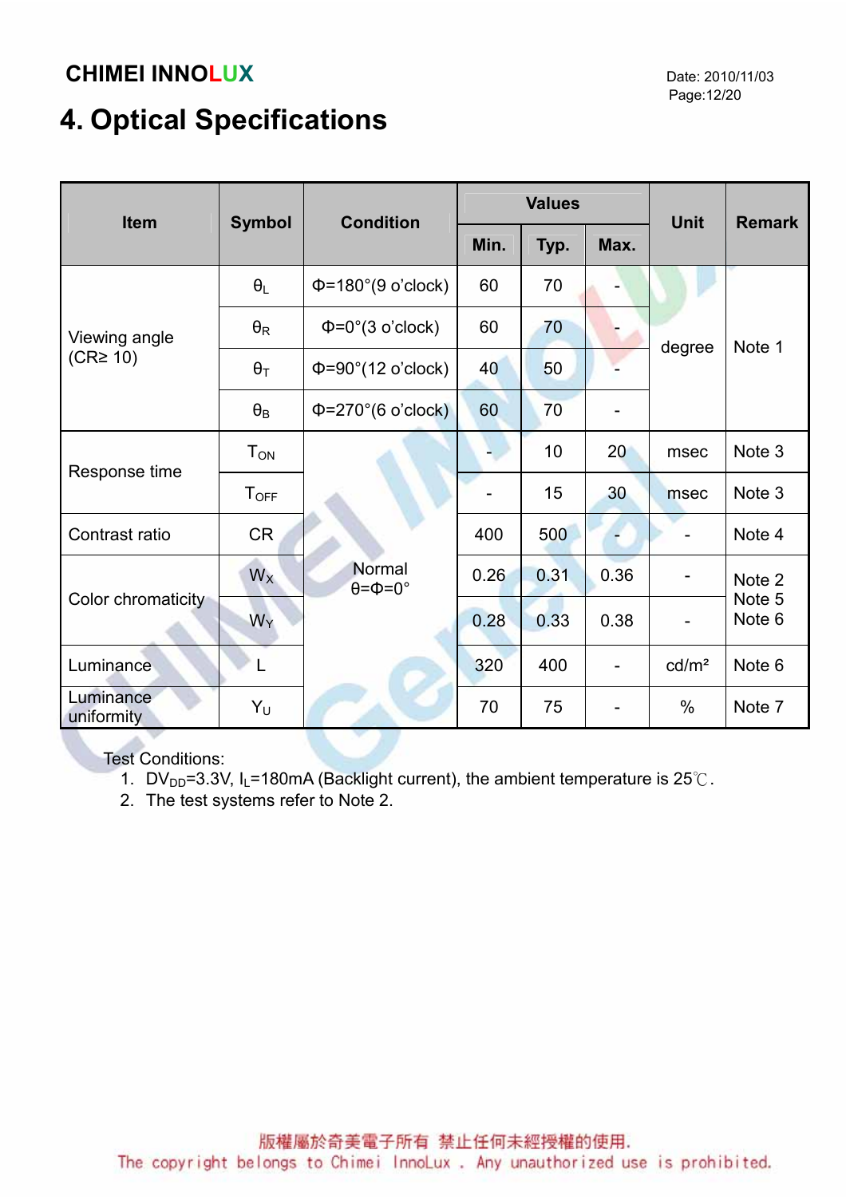# 4. Optical Specifications

| Item | Symbol | Condition | Values | | | Unit | Remark |
|---|---|---|---|---|---|---|---|
| | | | Min. | Typ. | Max. | | |
| Viewing angle (CR≥ 10) | $\theta_L$ | Φ=180°(9 o'clock) | 60 | 70 | - | degree | Note 1 |
| | $\theta_R$ | Φ=0°(3 o'clock) | 60 | 70 | - | | |
| | $\theta_T$ | Φ=90°(12 o'clock) | 40 | 50 | - | | |
| | $\theta_B$ | Φ=270°(6 o'clock) | 60 | 70 | - | | |
| Response time | $T_{ON}$ | Normal θ=Φ=0° | - | 10 | 20 | msec | Note 3 |
| | $T_{OFF}$ | | - | 15 | 30 | msec | Note 3 |
| Contrast ratio | CR | | 400 | 500 | - | - | Note 4 |
| Color chromaticity | $W_X$ | | 0.26 | 0.31 | 0.36 | - | Note 2 Note 5 Note 6 |
| | $W_Y$ | | 0.28 | 0.33 | 0.38 | - | |
| Luminance | L | | 320 | 400 | - | cd/m² | Note 6 |
| Luminance uniformity | $Y_U$ | | 70 | 75 | - | % | Note 7 |

Test Conditions:

1. $DV_{DD}$=3.3V, $I_L$=180mA (Backlight current), the ambient temperature is 25℃.
2. The test systems refer to Note 2.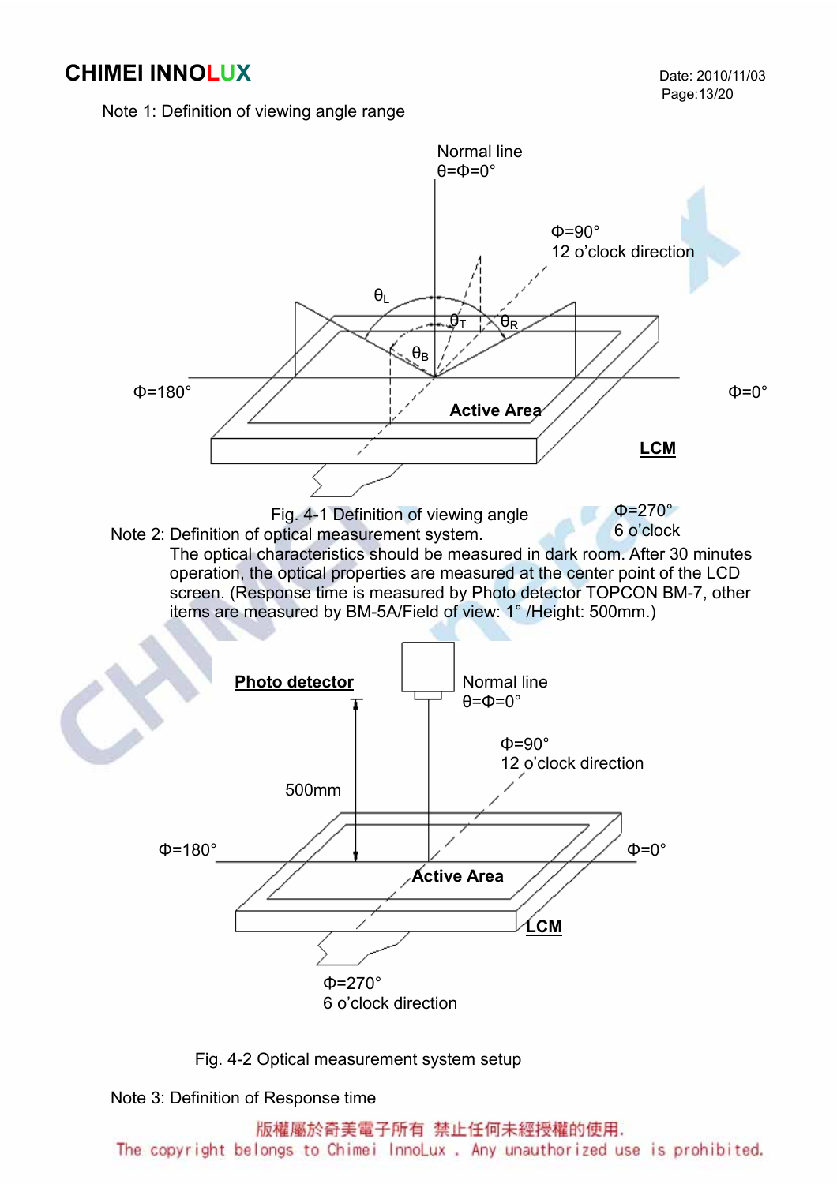Note 1: Definition of viewing angle range

Fig. 4-1 Definition of viewing angle

Note 2: Definition of optical measurement system.

The optical characteristics should be measured in dark room. After 30 minutes operation, the optical properties are measured at the center point of the LCD screen. (Response time is measured by Photo detector TOPCON BM-7, other items are measured by BM-5A/Field of view: 1° /Height: 500mm.)

Fig. 4-2 Optical measurement system setup

Note 3: Definition of Response time

版權屬於奇美電子所有 禁止任何未經授權的使用.
The copyright belongs to Chimei InnoLux . Any unauthorized use is prohibited.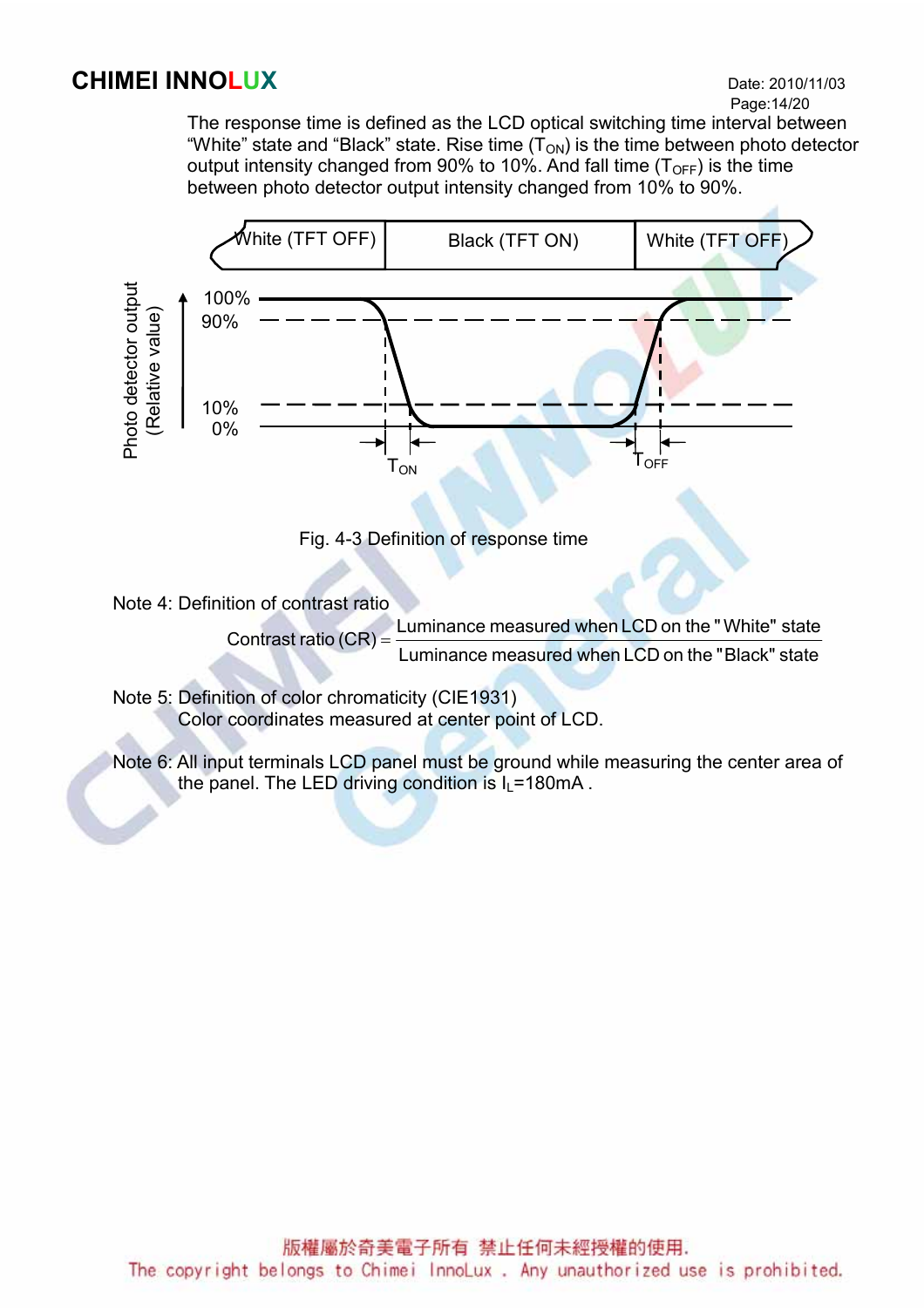The response time is defined as the LCD optical switching time interval between "White" state and "Black" state. Rise time ($T_{ON}$) is the time between photo detector output intensity changed from 90% to 10%. And fall time ($T_{OFF}$) is the time between photo detector output intensity changed from 10% to 90%.

Fig. 4-3 Definition of response time

Note 4: Definition of contrast ratio

$$\text{Contrast ratio (CR)} = \frac{\text{Luminance measured when LCD on the "White" state}}{\text{Luminance measured when LCD on the "Black" state}}$$

Note 5: Definition of color chromaticity (CIE1931)
Color coordinates measured at center point of LCD.

Note 6: All input terminals LCD panel must be ground while measuring the center area of the panel. The LED driving condition is $I_L$=180mA .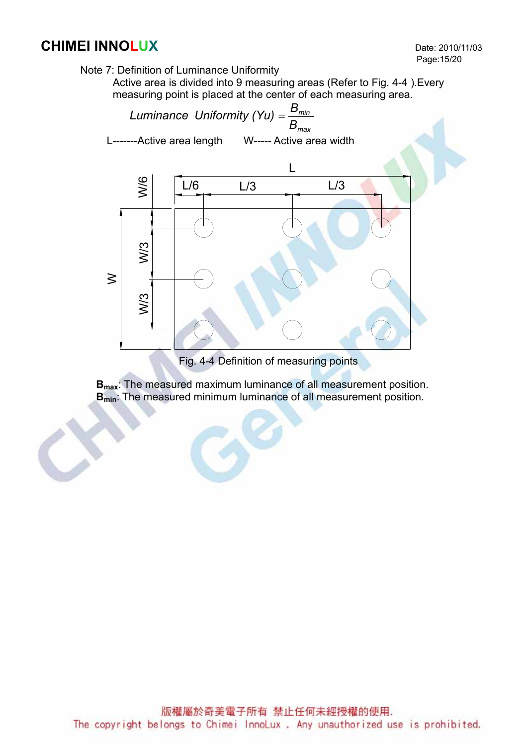Note 7: Definition of Luminance Uniformity

Active area is divided into 9 measuring areas (Refer to Fig. 4-4 ).Every measuring point is placed at the center of each measuring area.

$$Luminance\ \ Uniformity\ (Yu) = \frac{B_{min}}{B_{max}}$$

L-------Active area length W----- Active area width

Fig. 4-4 Definition of measuring points

**$B_{max}$**: The measured maximum luminance of all measurement position.

**$B_{min}$**: The measured minimum luminance of all measurement position.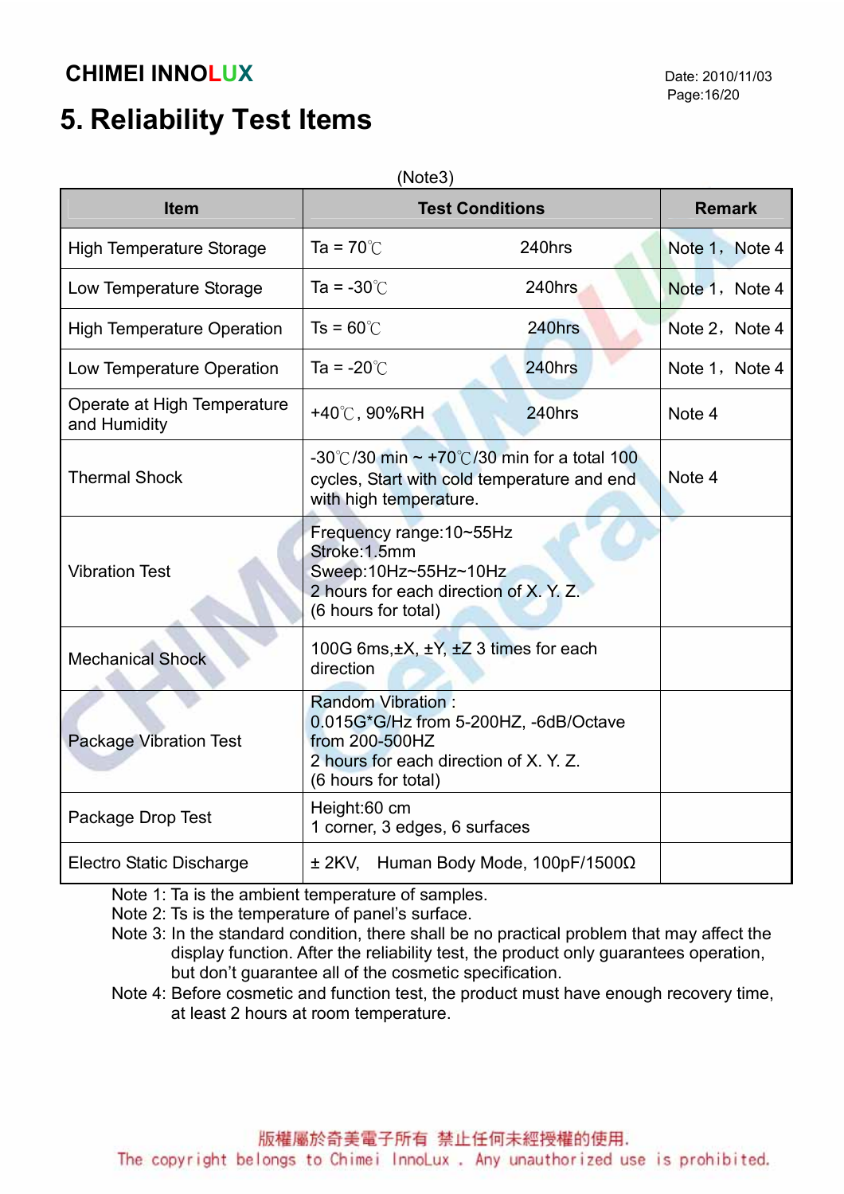# 5. Reliability Test Items

(Note3)

| Item | Test Conditions | Remark |
|---|---|---|
| High Temperature Storage | Ta = 70℃ 240hrs | Note 1，Note 4 |
| Low Temperature Storage | Ta = -30℃ 240hrs | Note 1，Note 4 |
| High Temperature Operation | Ts = 60℃ 240hrs | Note 2，Note 4 |
| Low Temperature Operation | Ta = -20℃ 240hrs | Note 1，Note 4 |
| Operate at High Temperature and Humidity | +40℃, 90%RH 240hrs | Note 4 |
| Thermal Shock | -30℃/30 min ~ +70℃/30 min for a total 100 cycles, Start with cold temperature and end with high temperature. | Note 4 |
| Vibration Test | Frequency range:10~55Hz<br>Stroke:1.5mm<br>Sweep:10Hz~55Hz~10Hz<br>2 hours for each direction of X. Y. Z.<br>(6 hours for total) | |
| Mechanical Shock | 100G 6ms,±X, ±Y, ±Z 3 times for each direction | |
| Package Vibration Test | Random Vibration :<br>0.015G*G/Hz from 5-200HZ, -6dB/Octave from 200-500HZ<br>2 hours for each direction of X. Y. Z.<br>(6 hours for total) | |
| Package Drop Test | Height:60 cm<br>1 corner, 3 edges, 6 surfaces | |
| Electro Static Discharge | ± 2KV, Human Body Mode, 100pF/1500Ω | |

Note 1: Ta is the ambient temperature of samples.
Note 2: Ts is the temperature of panel's surface.
Note 3: In the standard condition, there shall be no practical problem that may affect the display function. After the reliability test, the product only guarantees operation, but don't guarantee all of the cosmetic specification.
Note 4: Before cosmetic and function test, the product must have enough recovery time, at least 2 hours at room temperature.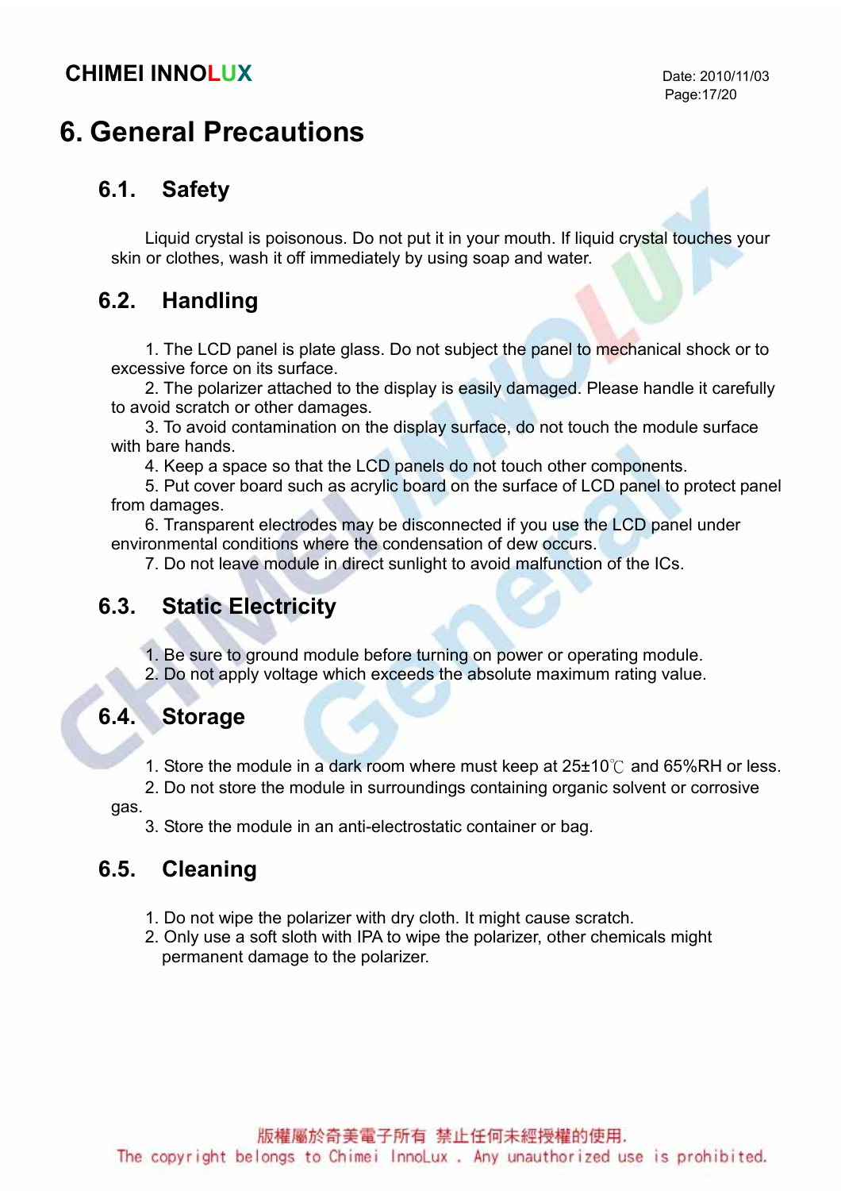# 6. General Precautions

## 6.1. Safety

Liquid crystal is poisonous. Do not put it in your mouth. If liquid crystal touches your skin or clothes, wash it off immediately by using soap and water.

## 6.2. Handling

1. The LCD panel is plate glass. Do not subject the panel to mechanical shock or to excessive force on its surface.
2. The polarizer attached to the display is easily damaged. Please handle it carefully to avoid scratch or other damages.
3. To avoid contamination on the display surface, do not touch the module surface with bare hands.
4. Keep a space so that the LCD panels do not touch other components.
5. Put cover board such as acrylic board on the surface of LCD panel to protect panel from damages.
6. Transparent electrodes may be disconnected if you use the LCD panel under environmental conditions where the condensation of dew occurs.
7. Do not leave module in direct sunlight to avoid malfunction of the ICs.

## 6.3. Static Electricity

1. Be sure to ground module before turning on power or operating module.
2. Do not apply voltage which exceeds the absolute maximum rating value.

## 6.4. Storage

1. Store the module in a dark room where must keep at 25±10℃ and 65%RH or less.
2. Do not store the module in surroundings containing organic solvent or corrosive gas.
3. Store the module in an anti-electrostatic container or bag.

## 6.5. Cleaning

1. Do not wipe the polarizer with dry cloth. It might cause scratch.
2. Only use a soft sloth with IPA to wipe the polarizer, other chemicals might permanent damage to the polarizer.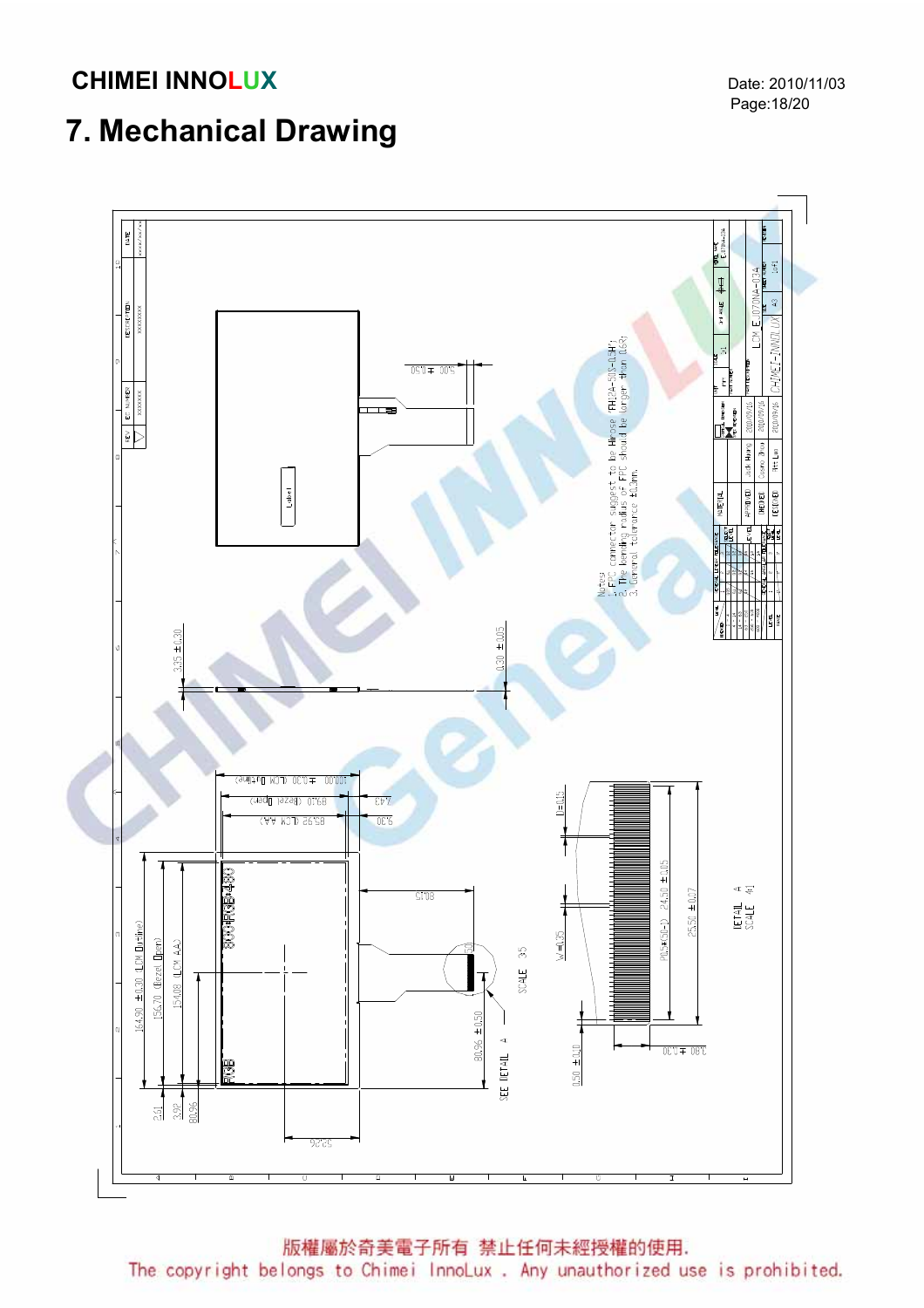# 7. Mechanical Drawing

Notes
1. FPC connector suggest to be Hirose "FH12A-50S-0.5H".
2. The bending radius of FPC should be larger than 0.6mm.
3. General tolerance ±0.3mm.

版權屬於奇美電子所有 禁止任何未經授權的使用.
The copyright belongs to Chimei InnoLux . Any unauthorized use is prohibited.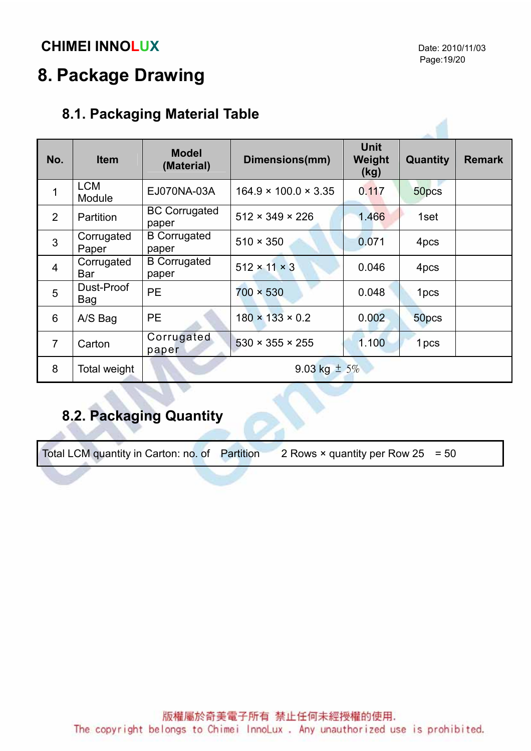# 8. Package Drawing

## 8.1. Packaging Material Table

| No. | Item | Model (Material) | Dimensions(mm) | Unit Weight (kg) | Quantity | Remark |
|---|---|---|---|---|---|---|
| 1 | LCM Module | EJ070NA-03A | 164.9 × 100.0 × 3.35 | 0.117 | 50pcs | |
| 2 | Partition | BC Corrugated paper | 512 × 349 × 226 | 1.466 | 1set | |
| 3 | Corrugated Paper | B Corrugated paper | 510 × 350 | 0.071 | 4pcs | |
| 4 | Corrugated Bar | B Corrugated paper | 512 × 11 × 3 | 0.046 | 4pcs | |
| 5 | Dust-Proof Bag | PE | 700 × 530 | 0.048 | 1pcs | |
| 6 | A/S Bag | PE | 180 × 133 × 0.2 | 0.002 | 50pcs | |
| 7 | Carton | Corrugated paper | 530 × 355 × 255 | 1.100 | 1pcs | |
| 8 | Total weight | 9.03 kg ± 5% | | | | |

## 8.2. Packaging Quantity

| Total LCM quantity in Carton: no. of Partition 2 Rows × quantity per Row 25 = 50 |
|---|

版權屬於奇美電子所有 禁止任何未經授權的使用.
The copyright belongs to Chimei InnoLux . Any unauthorized use is prohibited.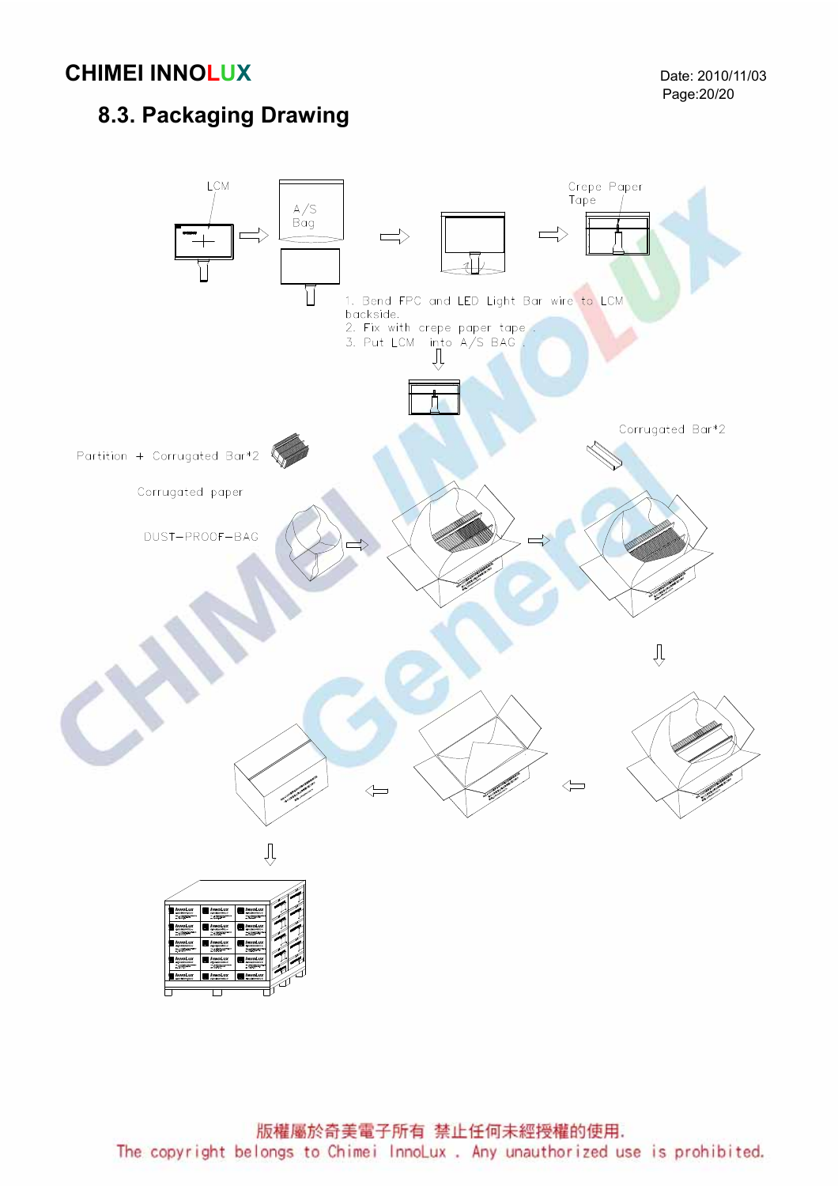## 8.3. Packaging Drawing

LCM

A/S Bag

Crepe Paper Tape

1. Bend FPC and LED Light Bar wire to LCM backside.
2. Fix with crepe paper tape .
3. Put LCM into A/S BAG .

Partition + Corrugated Bar*2

Corrugated paper

DUST-PROOF-BAG

Corrugated Bar*2

版權屬於奇美電子所有 禁止任何未經授權的使用.
The copyright belongs to Chimei InnoLux . Any unauthorized use is prohibited.